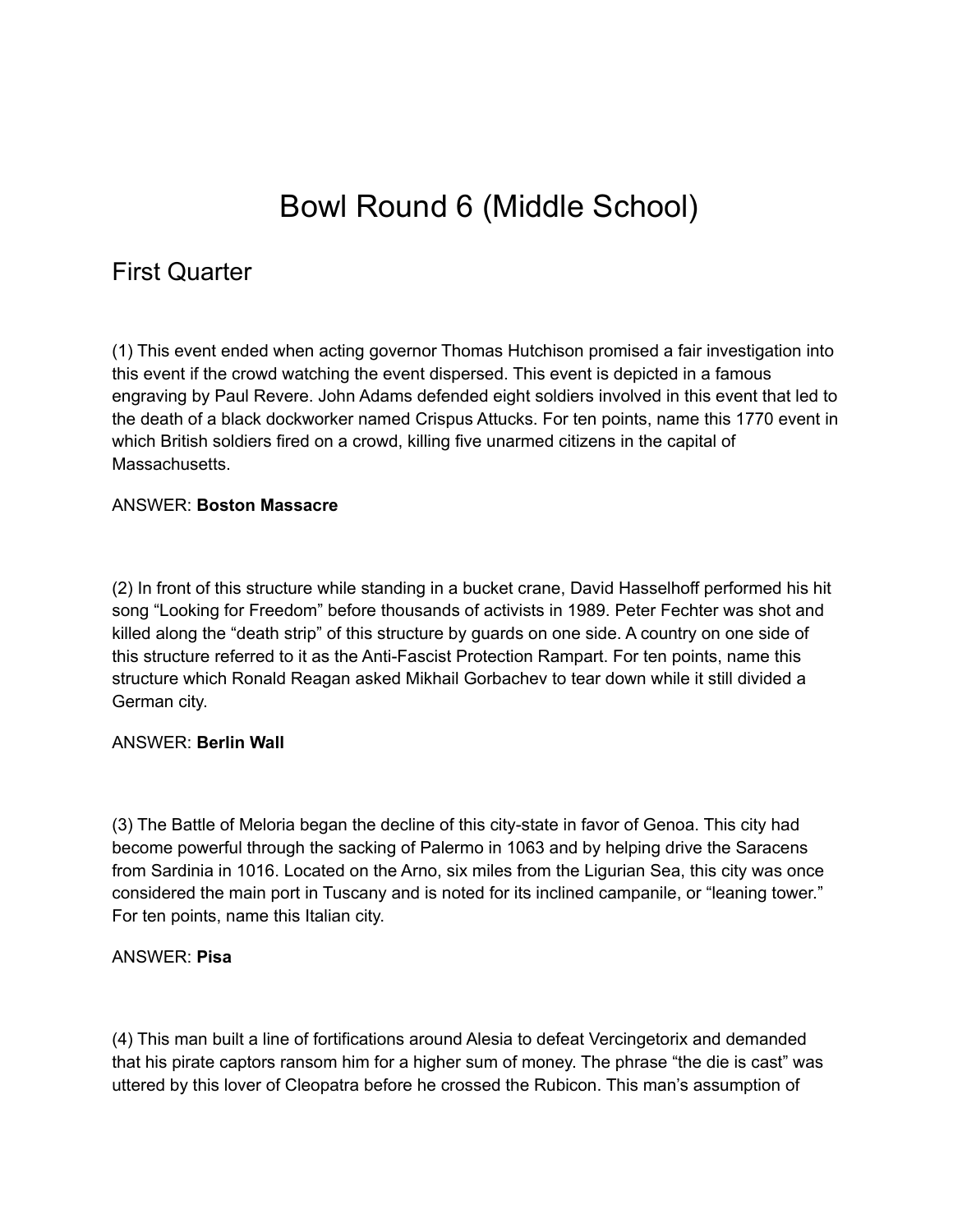# Bowl Round 6 (Middle School)

## First Quarter

(1) This event ended when acting governor Thomas Hutchison promised a fair investigation into this event if the crowd watching the event dispersed. This event is depicted in a famous engraving by Paul Revere. John Adams defended eight soldiers involved in this event that led to the death of a black dockworker named Crispus Attucks. For ten points, name this 1770 event in which British soldiers fired on a crowd, killing five unarmed citizens in the capital of Massachusetts.

ANSWER: **Boston Massacre**

(2) In front of this structure while standing in a bucket crane, David Hasselhoff performed his hit song “Looking for Freedom” before thousands of activists in 1989. Peter Fechter was shot and killed along the “death strip” of this structure by guards on one side. A country on one side of this structure referred to it as the Anti-Fascist Protection Rampart. For ten points, name this structure which Ronald Reagan asked Mikhail Gorbachev to tear down while it still divided a German city.

ANSWER: **Berlin Wall**

(3) The Battle of Meloria began the decline of this city-state in favor of Genoa. This city had become powerful through the sacking of Palermo in 1063 and by helping drive the Saracens from Sardinia in 1016. Located on the Arno, six miles from the Ligurian Sea, this city was once considered the main port in Tuscany and is noted for its inclined campanile, or “leaning tower.” For ten points, name this Italian city.

ANSWER: **Pisa**

(4) This man built a line of fortifications around Alesia to defeat Vercingetorix and demanded that his pirate captors ransom him for a higher sum of money. The phrase “the die is cast” was uttered by this lover of Cleopatra before he crossed the Rubicon. This man’s assumption of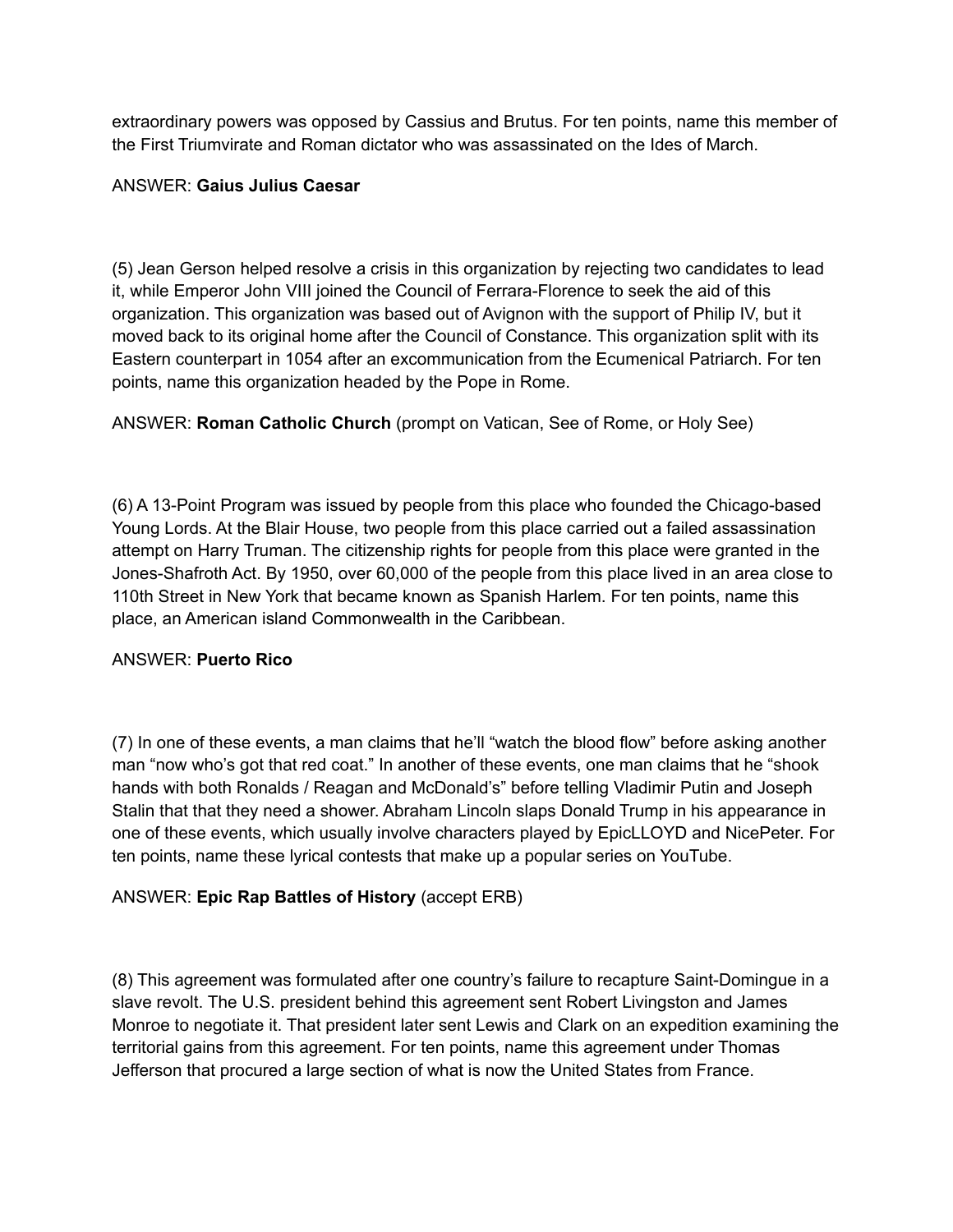extraordinary powers was opposed by Cassius and Brutus. For ten points, name this member of the First Triumvirate and Roman dictator who was assassinated on the Ides of March.

ANSWER: **Gaius Julius Caesar**

(5) Jean Gerson helped resolve a crisis in this organization by rejecting two candidates to lead it, while Emperor John VIII joined the Council of Ferrara-Florence to seek the aid of this organization. This organization was based out of Avignon with the support of Philip IV, but it moved back to its original home after the Council of Constance. This organization split with its Eastern counterpart in 1054 after an excommunication from the Ecumenical Patriarch. For ten points, name this organization headed by the Pope in Rome.

ANSWER: **Roman Catholic Church** (prompt on Vatican, See of Rome, or Holy See)

(6) A 13-Point Program was issued by people from this place who founded the Chicago-based Young Lords. At the Blair House, two people from this place carried out a failed assassination attempt on Harry Truman. The citizenship rights for people from this place were granted in the Jones-Shafroth Act. By 1950, over 60,000 of the people from this place lived in an area close to 110th Street in New York that became known as Spanish Harlem. For ten points, name this place, an American island Commonwealth in the Caribbean.

ANSWER: **Puerto Rico**

(7) In one of these events, a man claims that he'll "watch the blood flow" before asking another man "now who's got that red coat." In another of these events, one man claims that he "shook hands with both Ronalds / Reagan and McDonald's" before telling Vladimir Putin and Joseph Stalin that that they need a shower. Abraham Lincoln slaps Donald Trump in his appearance in one of these events, which usually involve characters played by EpicLLOYD and NicePeter. For ten points, name these lyrical contests that make up a popular series on YouTube.

ANSWER: **Epic Rap Battles of History** (accept ERB)

(8) This agreement was formulated after one country's failure to recapture Saint-Domingue in a slave revolt. The U.S. president behind this agreement sent Robert Livingston and James Monroe to negotiate it. That president later sent Lewis and Clark on an expedition examining the territorial gains from this agreement. For ten points, name this agreement under Thomas Jefferson that procured a large section of what is now the United States from France.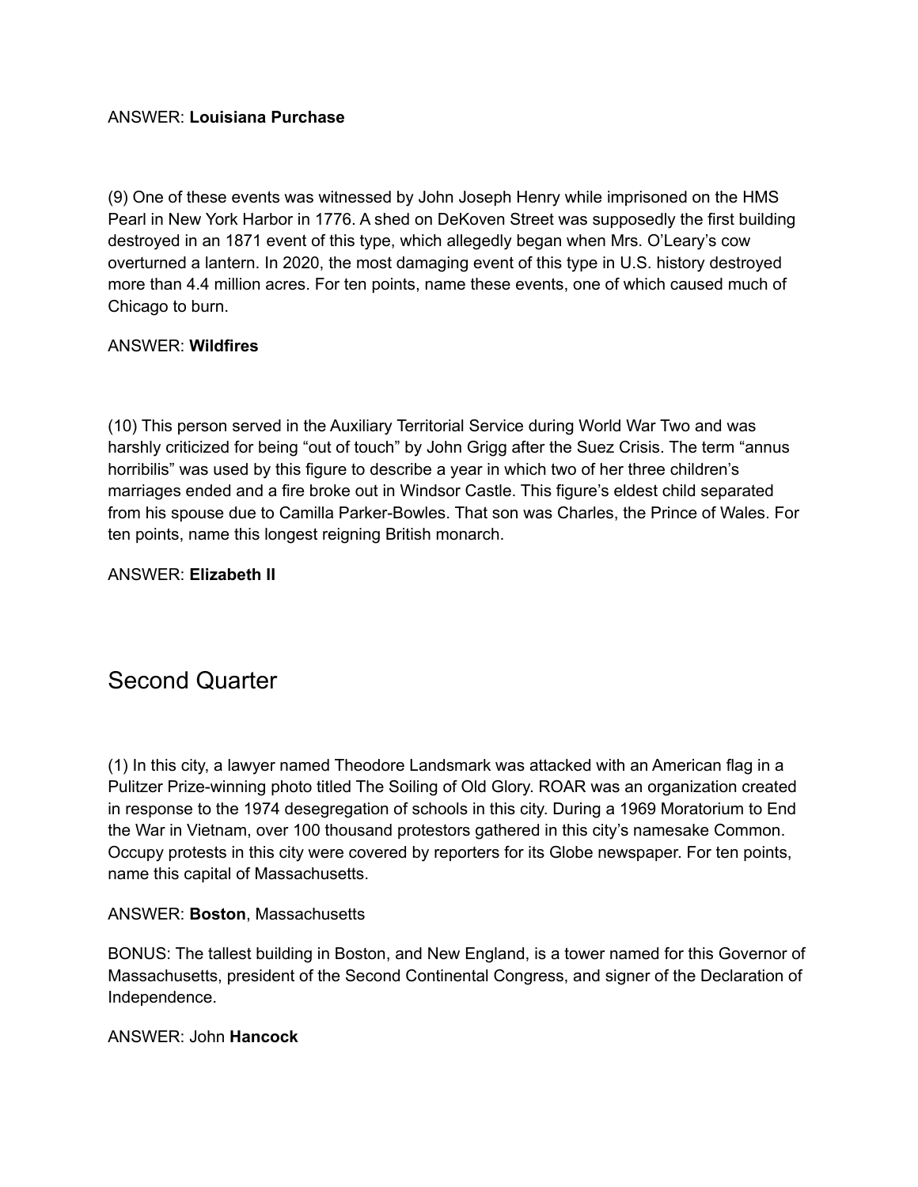ANSWER: **Louisiana Purchase**

(9) One of these events was witnessed by John Joseph Henry while imprisoned on the HMS Pearl in New York Harbor in 1776. A shed on DeKoven Street was supposedly the first building destroyed in an 1871 event of this type, which allegedly began when Mrs. O'Leary's cow overturned a lantern. In 2020, the most damaging event of this type in U.S. history destroyed more than 4.4 million acres. For ten points, name these events, one of which caused much of Chicago to burn.

ANSWER: **Wildfires**

(10) This person served in the Auxiliary Territorial Service during World War Two and was harshly criticized for being "out of touch" by John Grigg after the Suez Crisis. The term "annus horribilis" was used by this figure to describe a year in which two of her three children's marriages ended and a fire broke out in Windsor Castle. This figure's eldest child separated from his spouse due to Camilla Parker-Bowles. That son was Charles, the Prince of Wales. For ten points, name this longest reigning British monarch.

ANSWER: **Elizabeth II**

## Second Quarter

(1) In this city, a lawyer named Theodore Landsmark was attacked with an American flag in a Pulitzer Prize-winning photo titled The Soiling of Old Glory. ROAR was an organization created in response to the 1974 desegregation of schools in this city. During a 1969 Moratorium to End the War in Vietnam, over 100 thousand protestors gathered in this city's namesake Common. Occupy protests in this city were covered by reporters for its Globe newspaper. For ten points, name this capital of Massachusetts.

ANSWER: **Boston**, Massachusetts

BONUS: The tallest building in Boston, and New England, is a tower named for this Governor of Massachusetts, president of the Second Continental Congress, and signer of the Declaration of Independence.

ANSWER: John **Hancock**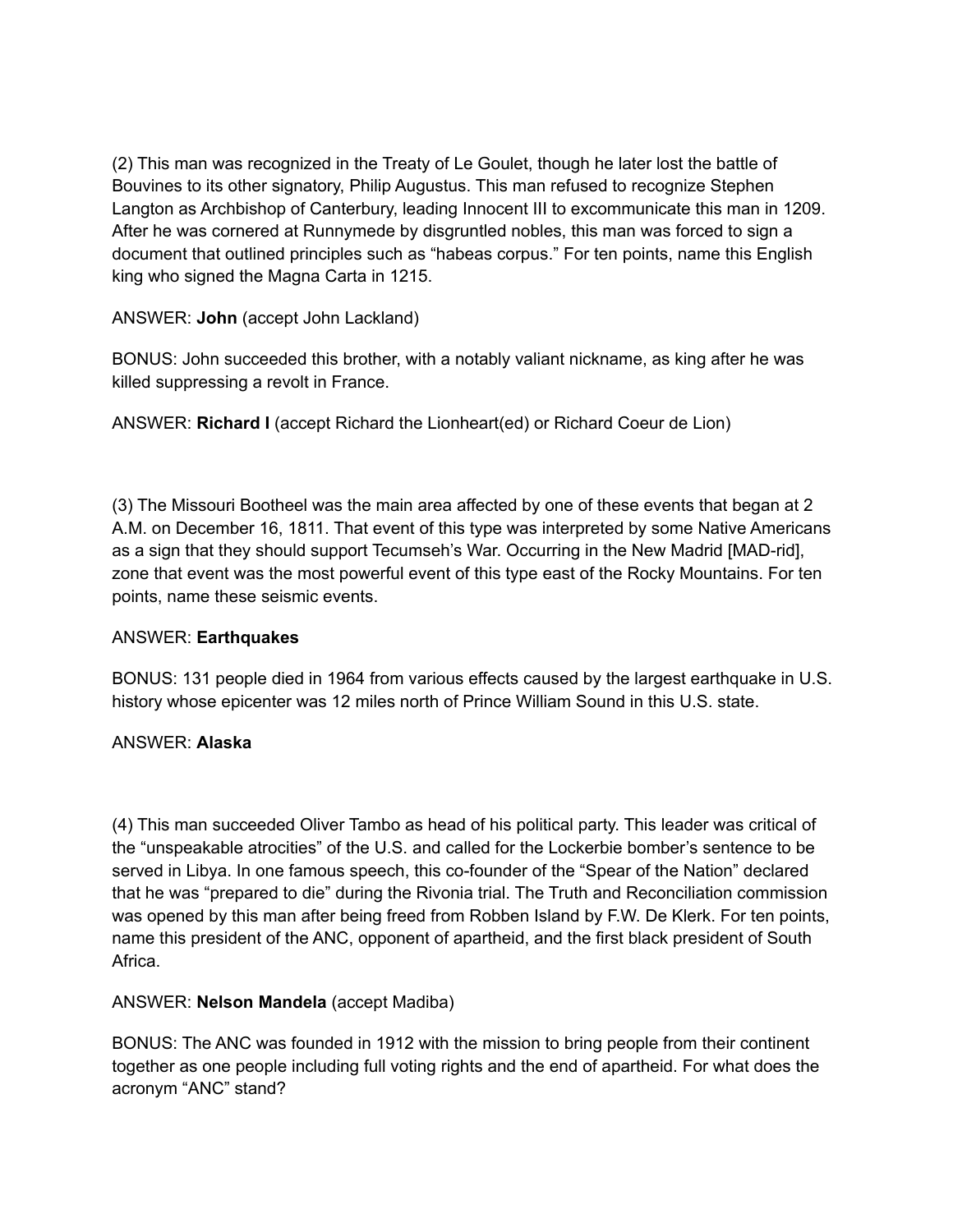(2) This man was recognized in the Treaty of Le Goulet, though he later lost the battle of Bouvines to its other signatory, Philip Augustus. This man refused to recognize Stephen Langton as Archbishop of Canterbury, leading Innocent III to excommunicate this man in 1209. After he was cornered at Runnymede by disgruntled nobles, this man was forced to sign a document that outlined principles such as "habeas corpus." For ten points, name this English king who signed the Magna Carta in 1215.

ANSWER: **John** (accept John Lackland)

BONUS: John succeeded this brother, with a notably valiant nickname, as king after he was killed suppressing a revolt in France.

ANSWER: **Richard I** (accept Richard the Lionheart(ed) or Richard Coeur de Lion)

(3) The Missouri Bootheel was the main area affected by one of these events that began at 2 A.M. on December 16, 1811. That event of this type was interpreted by some Native Americans as a sign that they should support Tecumseh's War. Occurring in the New Madrid [MAD-rid], zone that event was the most powerful event of this type east of the Rocky Mountains. For ten points, name these seismic events.

ANSWER: **Earthquakes**

BONUS: 131 people died in 1964 from various effects caused by the largest earthquake in U.S. history whose epicenter was 12 miles north of Prince William Sound in this U.S. state.

ANSWER: **Alaska**

(4) This man succeeded Oliver Tambo as head of his political party. This leader was critical of the "unspeakable atrocities" of the U.S. and called for the Lockerbie bomber's sentence to be served in Libya. In one famous speech, this co-founder of the "Spear of the Nation" declared that he was "prepared to die" during the Rivonia trial. The Truth and Reconciliation commission was opened by this man after being freed from Robben Island by F.W. De Klerk. For ten points, name this president of the ANC, opponent of apartheid, and the first black president of South Africa.

ANSWER: **Nelson Mandela** (accept Madiba)

BONUS: The ANC was founded in 1912 with the mission to bring people from their continent together as one people including full voting rights and the end of apartheid. For what does the acronym "ANC" stand?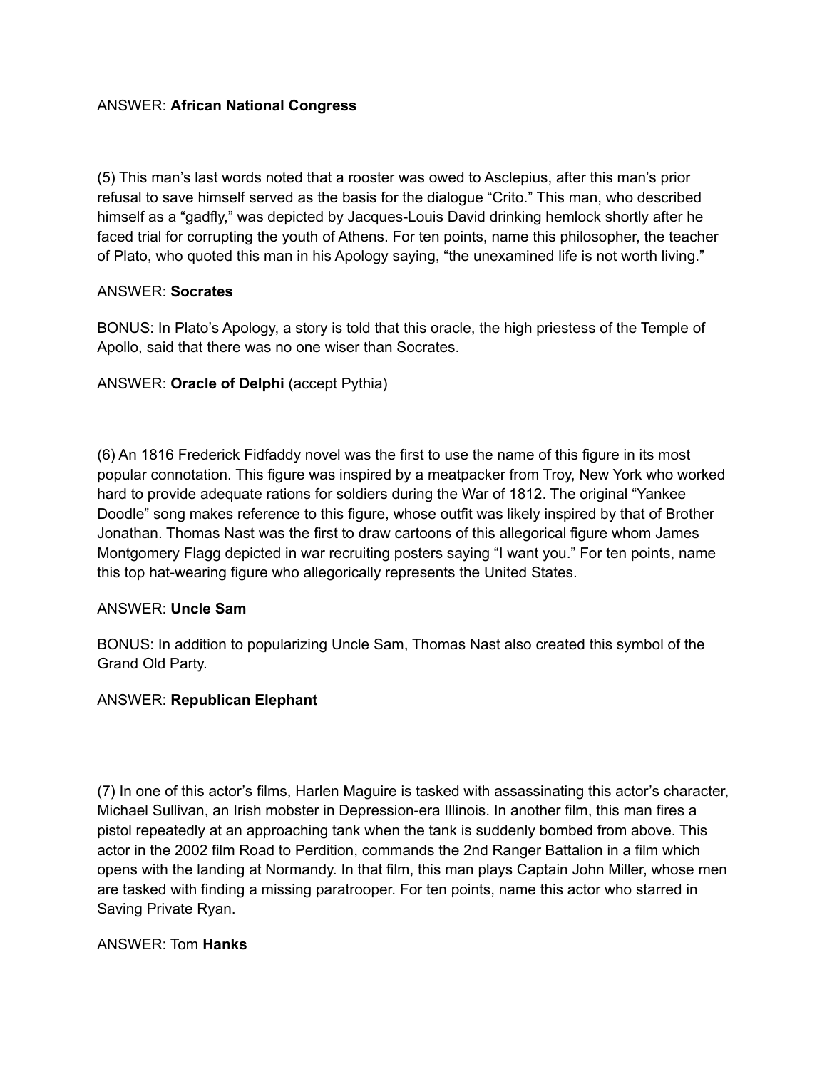ANSWER: **African National Congress**

(5) This man's last words noted that a rooster was owed to Asclepius, after this man's prior refusal to save himself served as the basis for the dialogue "Crito." This man, who described himself as a "gadfly," was depicted by Jacques-Louis David drinking hemlock shortly after he faced trial for corrupting the youth of Athens. For ten points, name this philosopher, the teacher of Plato, who quoted this man in his Apology saying, "the unexamined life is not worth living."

ANSWER: **Socrates**

BONUS: In Plato's Apology, a story is told that this oracle, the high priestess of the Temple of Apollo, said that there was no one wiser than Socrates.

ANSWER: **Oracle of Delphi** (accept Pythia)

(6) An 1816 Frederick Fidfaddy novel was the first to use the name of this figure in its most popular connotation. This figure was inspired by a meatpacker from Troy, New York who worked hard to provide adequate rations for soldiers during the War of 1812. The original "Yankee Doodle" song makes reference to this figure, whose outfit was likely inspired by that of Brother Jonathan. Thomas Nast was the first to draw cartoons of this allegorical figure whom James Montgomery Flagg depicted in war recruiting posters saying "I want you." For ten points, name this top hat-wearing figure who allegorically represents the United States.

ANSWER: **Uncle Sam**

BONUS: In addition to popularizing Uncle Sam, Thomas Nast also created this symbol of the Grand Old Party.

ANSWER: **Republican Elephant**

(7) In one of this actor's films, Harlen Maguire is tasked with assassinating this actor's character, Michael Sullivan, an Irish mobster in Depression-era Illinois. In another film, this man fires a pistol repeatedly at an approaching tank when the tank is suddenly bombed from above. This actor in the 2002 film Road to Perdition, commands the 2nd Ranger Battalion in a film which opens with the landing at Normandy. In that film, this man plays Captain John Miller, whose men are tasked with finding a missing paratrooper. For ten points, name this actor who starred in Saving Private Ryan.

ANSWER: Tom **Hanks**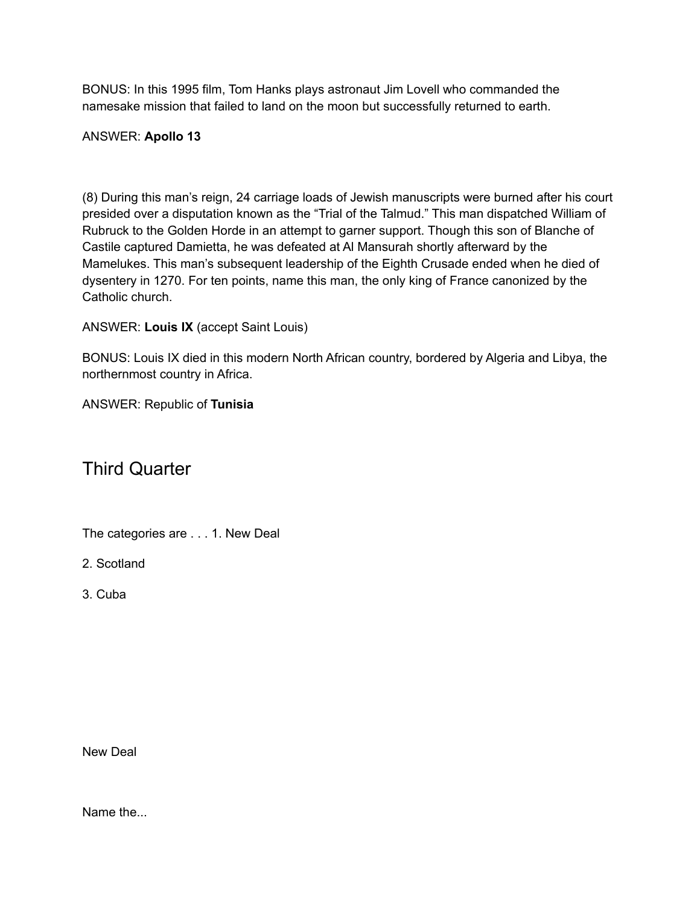BONUS: In this 1995 film, Tom Hanks plays astronaut Jim Lovell who commanded the namesake mission that failed to land on the moon but successfully returned to earth.

ANSWER: **Apollo 13**

(8) During this man's reign, 24 carriage loads of Jewish manuscripts were burned after his court presided over a disputation known as the "Trial of the Talmud." This man dispatched William of Rubruck to the Golden Horde in an attempt to garner support. Though this son of Blanche of Castile captured Damietta, he was defeated at Al Mansurah shortly afterward by the Mamelukes. This man's subsequent leadership of the Eighth Crusade ended when he died of dysentery in 1270. For ten points, name this man, the only king of France canonized by the Catholic church.

ANSWER: **Louis IX** (accept Saint Louis)

BONUS: Louis IX died in this modern North African country, bordered by Algeria and Libya, the northernmost country in Africa.

ANSWER: Republic of **Tunisia**

## Third Quarter

The categories are . . . 1. New Deal

2. Scotland

3. Cuba

New Deal

Name the...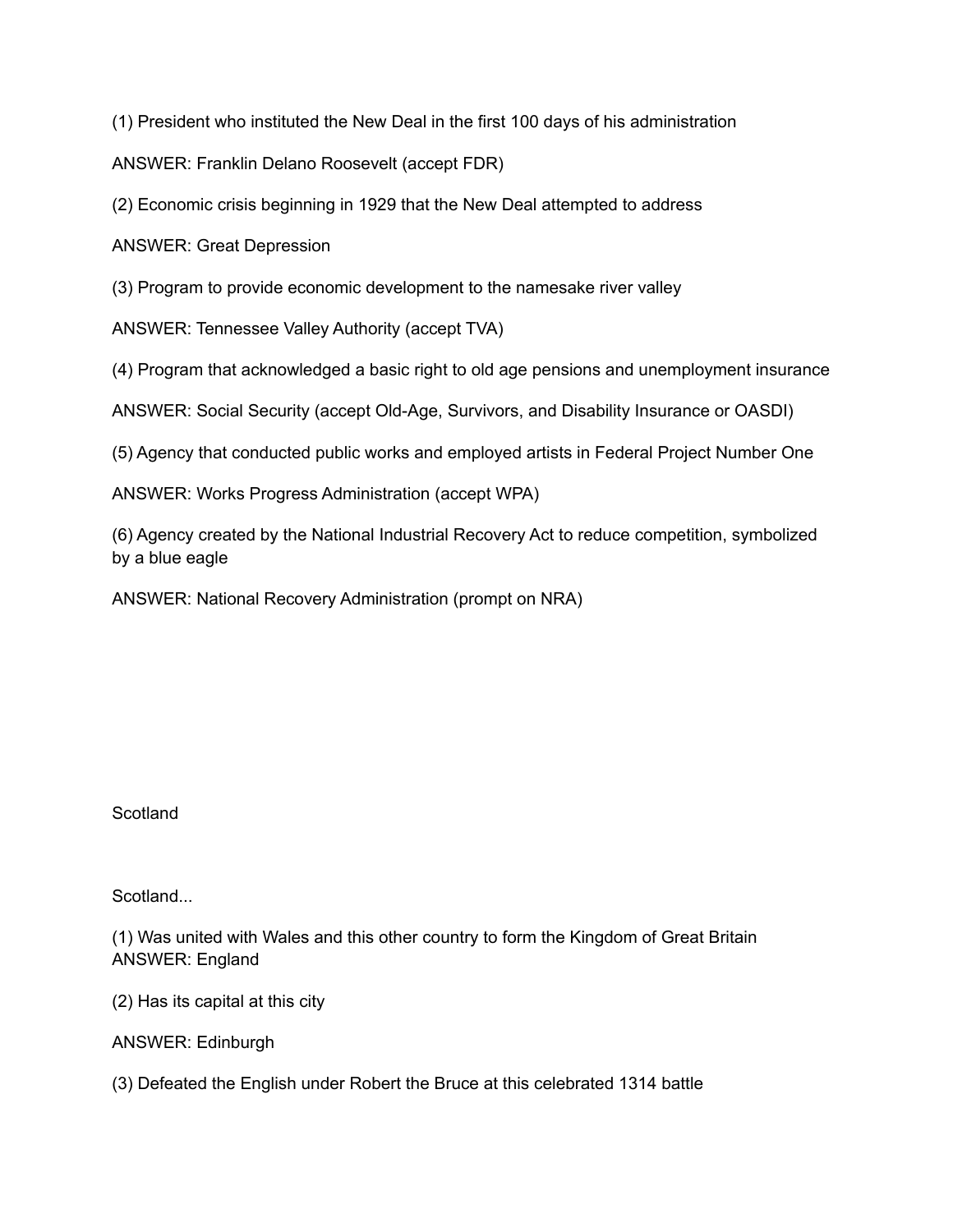(1) President who instituted the New Deal in the first 100 days of his administration

ANSWER: Franklin Delano Roosevelt (accept FDR)

(2) Economic crisis beginning in 1929 that the New Deal attempted to address

ANSWER: Great Depression

(3) Program to provide economic development to the namesake river valley

ANSWER: Tennessee Valley Authority (accept TVA)

(4) Program that acknowledged a basic right to old age pensions and unemployment insurance

ANSWER: Social Security (accept Old-Age, Survivors, and Disability Insurance or OASDI)

(5) Agency that conducted public works and employed artists in Federal Project Number One

ANSWER: Works Progress Administration (accept WPA)

(6) Agency created by the National Industrial Recovery Act to reduce competition, symbolized by a blue eagle

ANSWER: National Recovery Administration (prompt on NRA)

Scotland

Scotland...

(1) Was united with Wales and this other country to form the Kingdom of Great Britain
ANSWER: England

(2) Has its capital at this city

ANSWER: Edinburgh

(3) Defeated the English under Robert the Bruce at this celebrated 1314 battle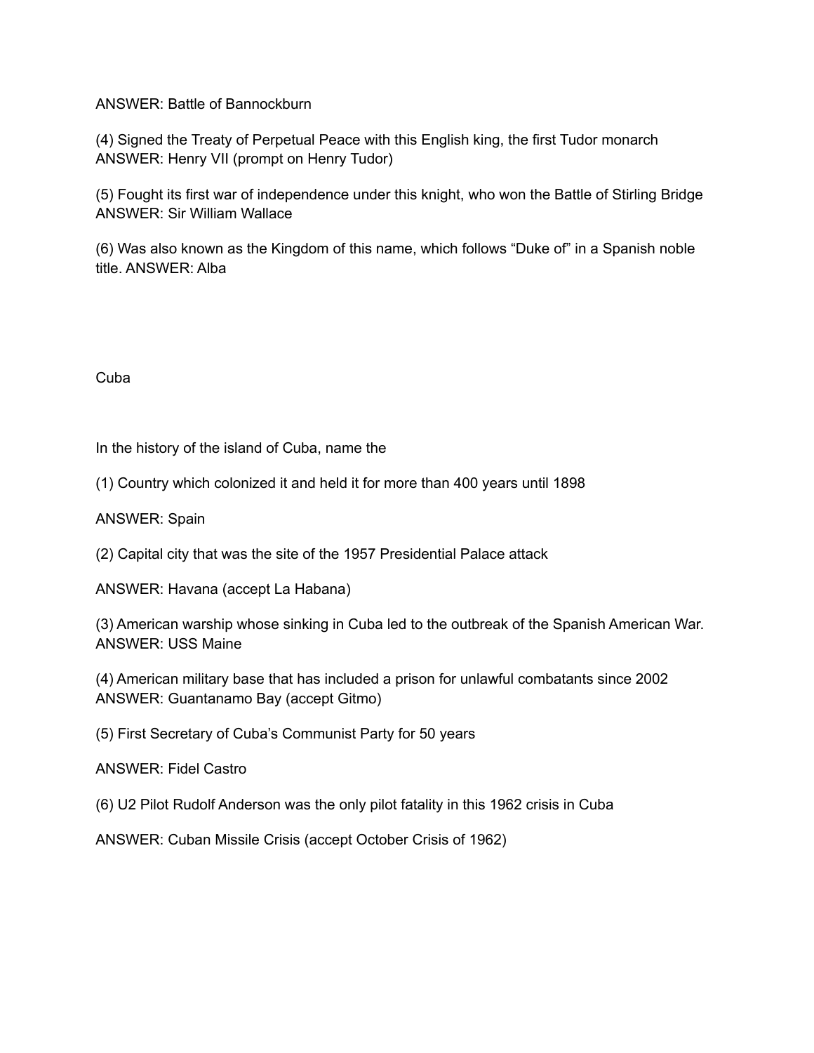ANSWER: Battle of Bannockburn

(4) Signed the Treaty of Perpetual Peace with this English king, the first Tudor monarch
ANSWER: Henry VII (prompt on Henry Tudor)

(5) Fought its first war of independence under this knight, who won the Battle of Stirling Bridge
ANSWER: Sir William Wallace

(6) Was also known as the Kingdom of this name, which follows "Duke of" in a Spanish noble title. ANSWER: Alba

## Cuba

In the history of the island of Cuba, name the

(1) Country which colonized it and held it for more than 400 years until 1898

ANSWER: Spain

(2) Capital city that was the site of the 1957 Presidential Palace attack

ANSWER: Havana (accept La Habana)

(3) American warship whose sinking in Cuba led to the outbreak of the Spanish American War.
ANSWER: USS Maine

(4) American military base that has included a prison for unlawful combatants since 2002
ANSWER: Guantanamo Bay (accept Gitmo)

(5) First Secretary of Cuba's Communist Party for 50 years

ANSWER: Fidel Castro

(6) U2 Pilot Rudolf Anderson was the only pilot fatality in this 1962 crisis in Cuba

ANSWER: Cuban Missile Crisis (accept October Crisis of 1962)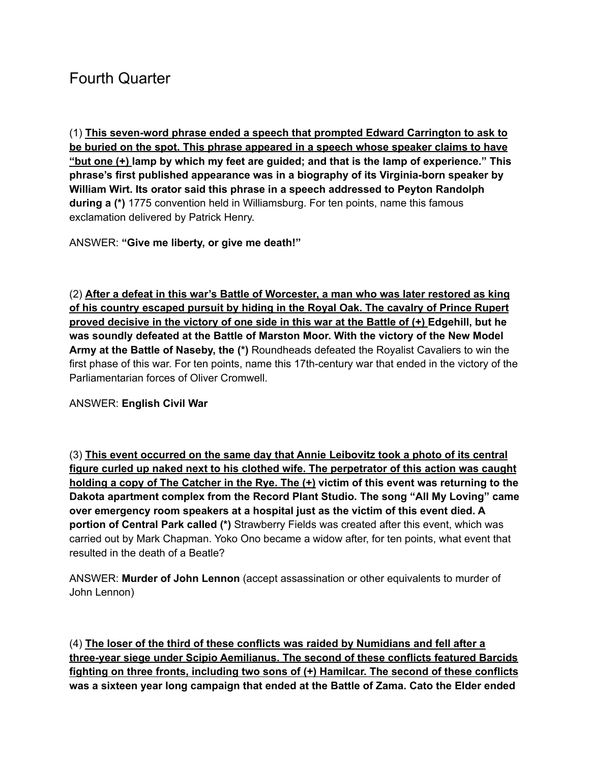# Fourth Quarter

(1) <u>**This seven-word phrase ended a speech that prompted Edward Carrington to ask to be buried on the spot. This phrase appeared in a speech whose speaker claims to have "but one (+)**</u> **lamp by which my feet are guided; and that is the lamp of experience." This phrase's first published appearance was in a biography of its Virginia-born speaker by William Wirt. Its orator said this phrase in a speech addressed to Peyton Randolph during a (\*)** 1775 convention held in Williamsburg. For ten points, name this famous exclamation delivered by Patrick Henry.

ANSWER: **"Give me liberty, or give me death!"**

(2) <u>**After a defeat in this war's Battle of Worcester, a man who was later restored as king of his country escaped pursuit by hiding in the Royal Oak. The cavalry of Prince Rupert proved decisive in the victory of one side in this war at the Battle of (+)**</u> **Edgehill, but he was soundly defeated at the Battle of Marston Moor. With the victory of the New Model Army at the Battle of Naseby, the (\*)** Roundheads defeated the Royalist Cavaliers to win the first phase of this war. For ten points, name this 17th-century war that ended in the victory of the Parliamentarian forces of Oliver Cromwell.

ANSWER: **English Civil War**

(3) <u>**This event occurred on the same day that Annie Leibovitz took a photo of its central figure curled up naked next to his clothed wife. The perpetrator of this action was caught holding a copy of The Catcher in the Rye. The (+)**</u> **victim of this event was returning to the Dakota apartment complex from the Record Plant Studio. The song "All My Loving" came over emergency room speakers at a hospital just as the victim of this event died. A portion of Central Park called (\*)** Strawberry Fields was created after this event, which was carried out by Mark Chapman. Yoko Ono became a widow after, for ten points, what event that resulted in the death of a Beatle?

ANSWER: **Murder of John Lennon** (accept assassination or other equivalents to murder of John Lennon)

(4) <u>**The loser of the third of these conflicts was raided by Numidians and fell after a three-year siege under Scipio Aemilianus. The second of these conflicts featured Barcids fighting on three fronts, including two sons of (+) Hamilcar. The second of these conflicts**</u> **was a sixteen year long campaign that ended at the Battle of Zama. Cato the Elder ended**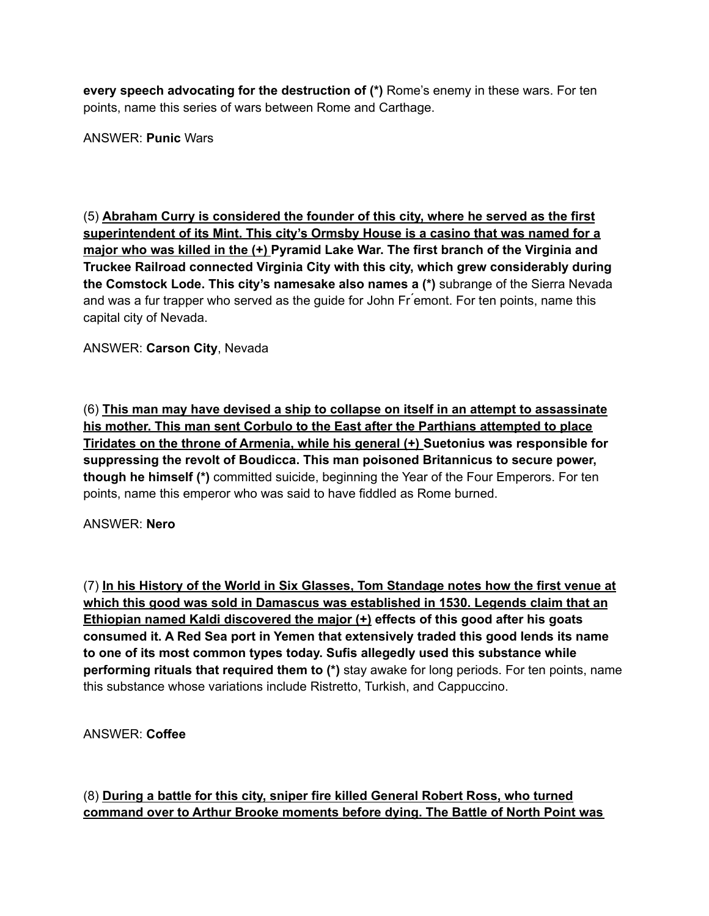**every speech advocating for the destruction of (*)** Rome's enemy in these wars. For ten points, name this series of wars between Rome and Carthage.

ANSWER: **Punic** Wars

(5) <u>**Abraham Curry is considered the founder of this city, where he served as the first superintendent of its Mint. This city's Ormsby House is a casino that was named for a major who was killed in the (+)**</u> **Pyramid Lake War. The first branch of the Virginia and Truckee Railroad connected Virginia City with this city, which grew considerably during the Comstock Lode. This city's namesake also names a (*)** subrange of the Sierra Nevada and was a fur trapper who served as the guide for John Fŕemont. For ten points, name this capital city of Nevada.

ANSWER: **Carson City**, Nevada

(6) <u>**This man may have devised a ship to collapse on itself in an attempt to assassinate his mother. This man sent Corbulo to the East after the Parthians attempted to place Tiridates on the throne of Armenia, while his general (+)**</u> **Suetonius was responsible for suppressing the revolt of Boudicca. This man poisoned Britannicus to secure power, though he himself (*)** committed suicide, beginning the Year of the Four Emperors. For ten points, name this emperor who was said to have fiddled as Rome burned.

ANSWER: **Nero**

(7) <u>**In his History of the World in Six Glasses, Tom Standage notes how the first venue at which this good was sold in Damascus was established in 1530. Legends claim that an Ethiopian named Kaldi discovered the major (+)**</u> **effects of this good after his goats consumed it. A Red Sea port in Yemen that extensively traded this good lends its name to one of its most common types today. Sufis allegedly used this substance while performing rituals that required them to (*)** stay awake for long periods. For ten points, name this substance whose variations include Ristretto, Turkish, and Cappuccino.

ANSWER: **Coffee**

(8) <u>**During a battle for this city, sniper fire killed General Robert Ross, who turned command over to Arthur Brooke moments before dying. The Battle of North Point was**</u>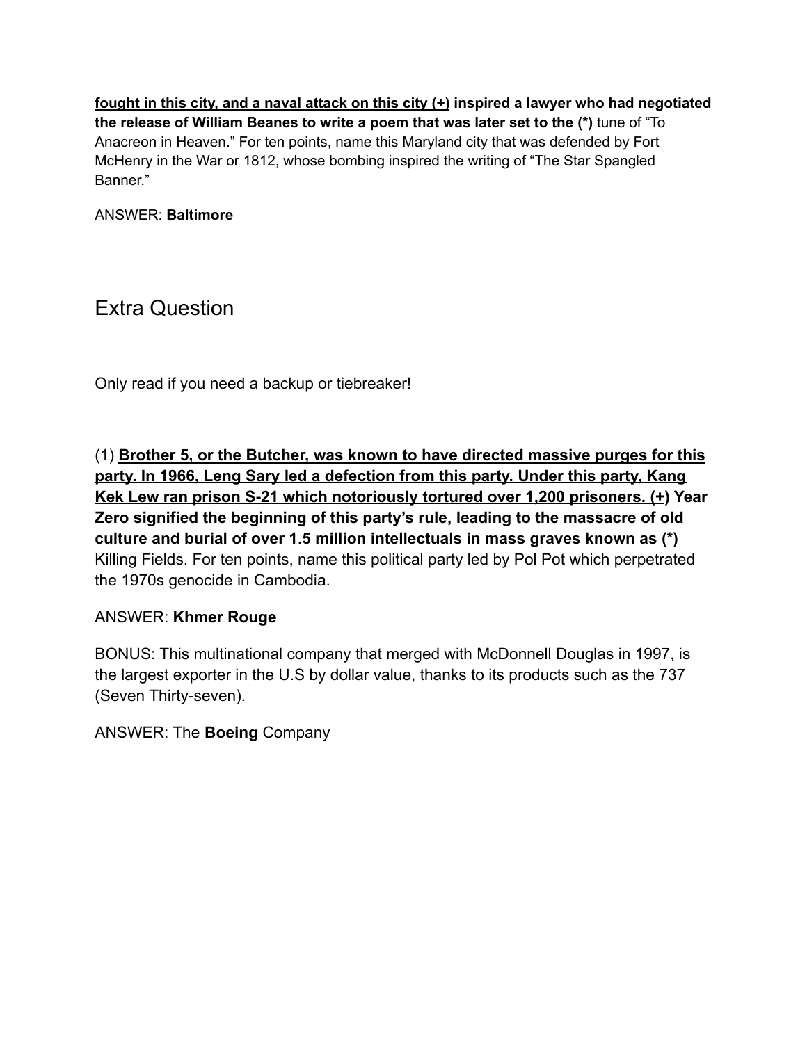<u>**fought in this city, and a naval attack on this city (+)**</u> **inspired a lawyer who had negotiated the release of William Beanes to write a poem that was later set to the (*)** tune of "To Anacreon in Heaven." For ten points, name this Maryland city that was defended by Fort McHenry in the War or 1812, whose bombing inspired the writing of "The Star Spangled Banner."

ANSWER: **Baltimore**

## Extra Question

Only read if you need a backup or tiebreaker!

(1) <u>**Brother 5, or the Butcher, was known to have directed massive purges for this party. In 1966, Leng Sary led a defection from this party. Under this party, Kang Kek Lew ran prison S-21 which notoriously tortured over 1,200 prisoners. (+**</u>**) Year Zero signified the beginning of this party's rule, leading to the massacre of old culture and burial of over 1.5 million intellectuals in mass graves known as (*)** Killing Fields. For ten points, name this political party led by Pol Pot which perpetrated the 1970s genocide in Cambodia.

ANSWER: **Khmer Rouge**

BONUS: This multinational company that merged with McDonnell Douglas in 1997, is the largest exporter in the U.S by dollar value, thanks to its products such as the 737 (Seven Thirty-seven).

ANSWER: The **Boeing** Company